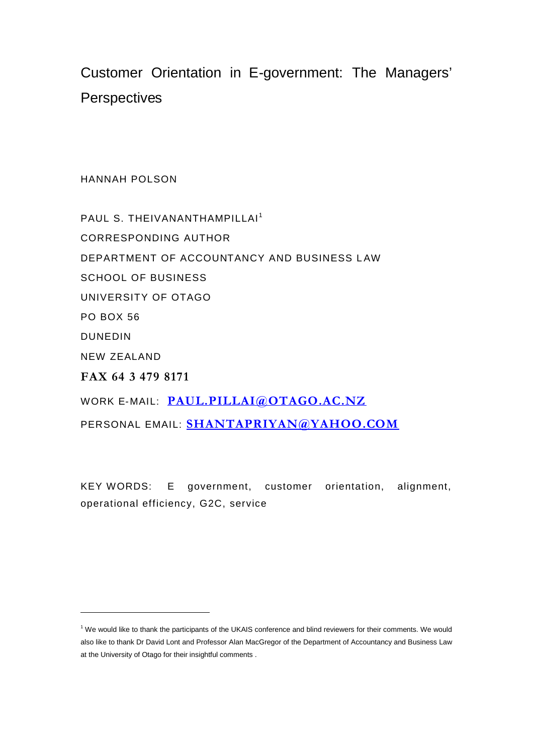# Customer Orientation in E-government: The Managers' Perspectives

HANNAH POLSON

PAUL S. THEIVANANTHAMPILLAI[1]

CORRESPONDING AUTHOR

DEPARTMENT OF ACCOUNTANCY AND BUSINESS LAW

SCHOOL OF BUSINESS

UNIVERSITY OF OTAGO

PO BOX 56

DUNEDIN

NEW ZEALAND

**FAX 64 3 479 8171**

WORK E-MAIL: **PAUL.PILLAI@OTAGO.AC.NZ**

PERSONAL EMAIL: **SHANTAPRIYAN@YAHOO.COM**

KEY WORDS: E government, customer orientation, alignment, operational efficiency, G2C, service

---

[1] We would like to thank the participants of the UKAIS conference and blind reviewers for their comments. We would also like to thank Dr David Lont and Professor Alan MacGregor of the Department of Accountancy and Business Law at the University of Otago for their insightful comments .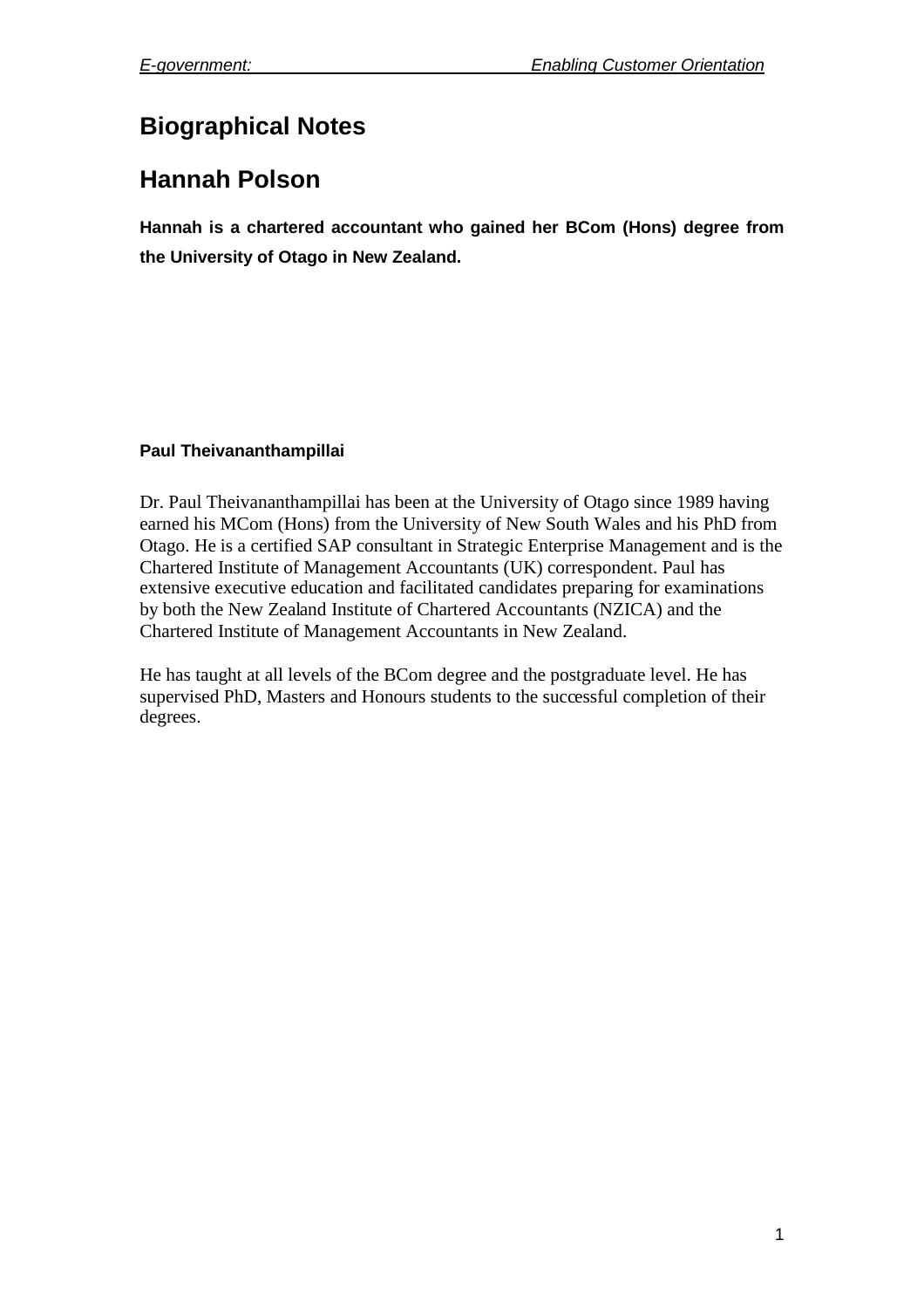# Biographical Notes

## Hannah Polson

**Hannah is a chartered accountant who gained her BCom (Hons) degree from the University of Otago in New Zealand.**

**Paul Theivananthampillai**

Dr. Paul Theivananthampillai has been at the University of Otago since 1989 having earned his MCom (Hons) from the University of New South Wales and his PhD from Otago. He is a certified SAP consultant in Strategic Enterprise Management and is the Chartered Institute of Management Accountants (UK) correspondent. Paul has extensive executive education and facilitated candidates preparing for examinations by both the New Zealand Institute of Chartered Accountants (NZICA) and the Chartered Institute of Management Accountants in New Zealand.

He has taught at all levels of the BCom degree and the postgraduate level. He has supervised PhD, Masters and Honours students to the successful completion of their degrees.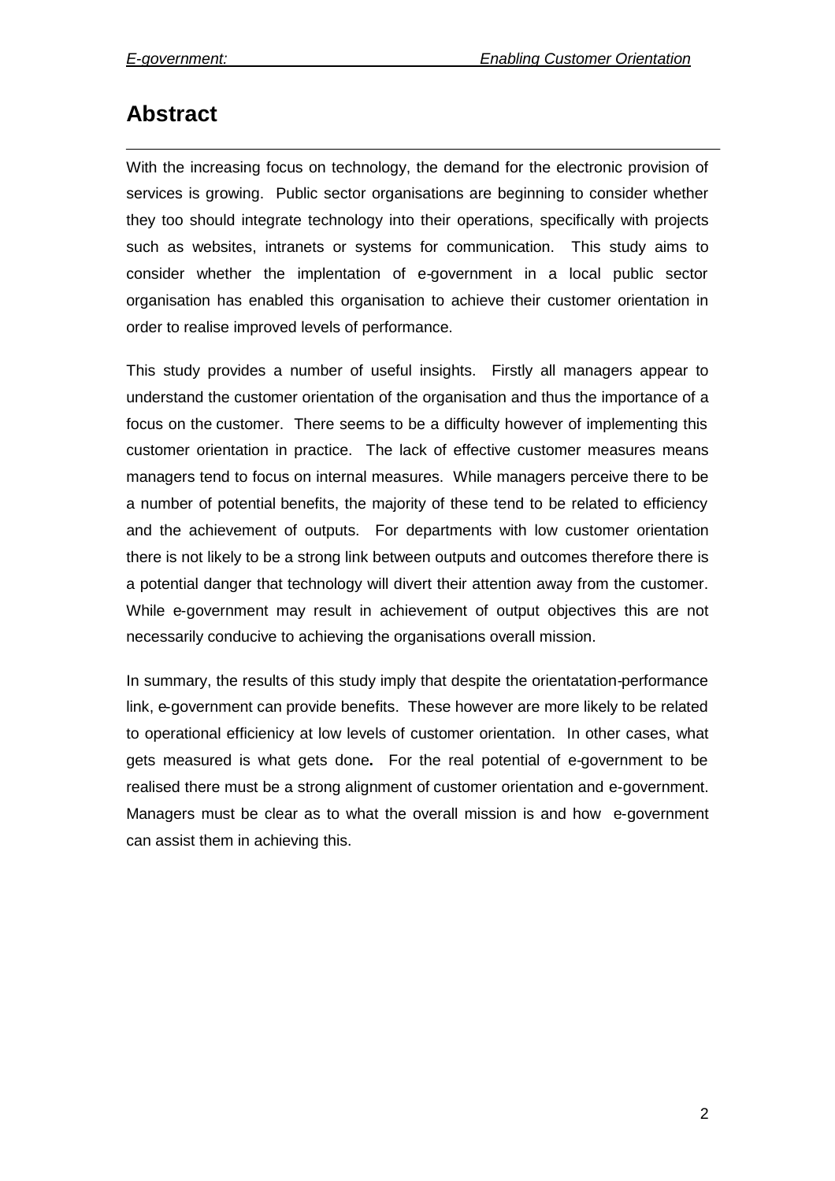## Abstract

With the increasing focus on technology, the demand for the electronic provision of services is growing. Public sector organisations are beginning to consider whether they too should integrate technology into their operations, specifically with projects such as websites, intranets or systems for communication. This study aims to consider whether the implentation of e-government in a local public sector organisation has enabled this organisation to achieve their customer orientation in order to realise improved levels of performance.

This study provides a number of useful insights. Firstly all managers appear to understand the customer orientation of the organisation and thus the importance of a focus on the customer. There seems to be a difficulty however of implementing this customer orientation in practice. The lack of effective customer measures means managers tend to focus on internal measures. While managers perceive there to be a number of potential benefits, the majority of these tend to be related to efficiency and the achievement of outputs. For departments with low customer orientation there is not likely to be a strong link between outputs and outcomes therefore there is a potential danger that technology will divert their attention away from the customer. While e-government may result in achievement of output objectives this are not necessarily conducive to achieving the organisations overall mission.

In summary, the results of this study imply that despite the orientatation-performance link, e-government can provide benefits. These however are more likely to be related to operational efficienicy at low levels of customer orientation. In other cases, what gets measured is what gets done**.** For the real potential of e-government to be realised there must be a strong alignment of customer orientation and e-government. Managers must be clear as to what the overall mission is and how e-government can assist them in achieving this.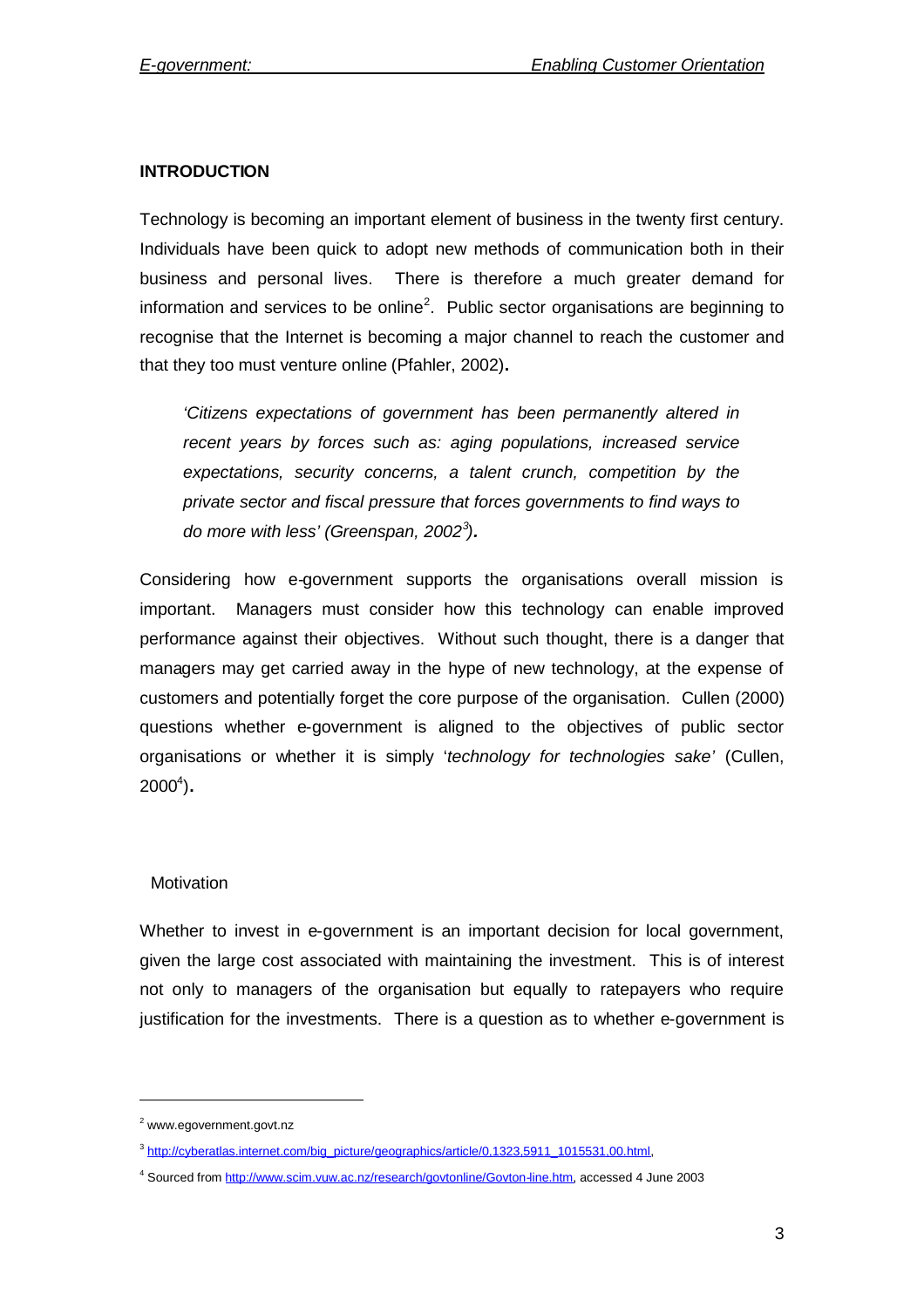## INTRODUCTION

Technology is becoming an important element of business in the twenty first century. Individuals have been quick to adopt new methods of communication both in their business and personal lives. There is therefore a much greater demand for information and services to be online[2]. Public sector organisations are beginning to recognise that the Internet is becoming a major channel to reach the customer and that they too must venture online (Pfahler, 2002)**.**

> *'Citizens expectations of government has been permanently altered in recent years by forces such as: aging populations, increased service expectations, security concerns, a talent crunch, competition by the private sector and fiscal pressure that forces governments to find ways to do more with less' (Greenspan, 2002[3])****.***

Considering how e-government supports the organisations overall mission is important. Managers must consider how this technology can enable improved performance against their objectives. Without such thought, there is a danger that managers may get carried away in the hype of new technology, at the expense of customers and potentially forget the core purpose of the organisation. Cullen (2000) questions whether e-government is aligned to the objectives of public sector organisations or whether it is simply '*technology for technologies sake'* (Cullen, 2000[4])**.**

### Motivation

Whether to invest in e-government is an important decision for local government, given the large cost associated with maintaining the investment. This is of interest not only to managers of the organisation but equally to ratepayers who require justification for the investments. There is a question as to whether e-government is

---

[2] www.egovernment.govt.nz

[3] http://cyberatlas.internet.com/big_picture/geographics/article/0,1323,5911_1015531,00.html,

[4] Sourced from http://www.scim.vuw.ac.nz/research/govtonline/Govton-line.htm, accessed 4 June 2003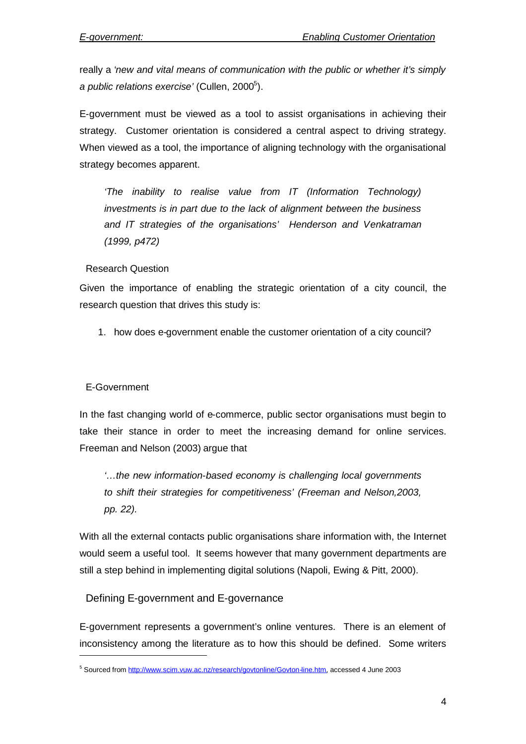really a *'new and vital means of communication with the public or whether it's simply a public relations exercise'* (Cullen, 2000[5]).

E-government must be viewed as a tool to assist organisations in achieving their strategy. Customer orientation is considered a central aspect to driving strategy. When viewed as a tool, the importance of aligning technology with the organisational strategy becomes apparent.

> *'The inability to realise value from IT (Information Technology) investments is in part due to the lack of alignment between the business and IT strategies of the organisations' Henderson and Venkatraman (1999, p472)*

## Research Question

Given the importance of enabling the strategic orientation of a city council, the research question that drives this study is:

1. how does e-government enable the customer orientation of a city council?

## E-Government

In the fast changing world of e-commerce, public sector organisations must begin to take their stance in order to meet the increasing demand for online services. Freeman and Nelson (2003) argue that

> *'…the new information-based economy is challenging local governments to shift their strategies for competitiveness' (Freeman and Nelson,2003, pp. 22).*

With all the external contacts public organisations share information with, the Internet would seem a useful tool. It seems however that many government departments are still a step behind in implementing digital solutions (Napoli, Ewing & Pitt, 2000).

### Defining E-government and E-governance

E-government represents a government's online ventures. There is an element of inconsistency among the literature as to how this should be defined. Some writers

---

[5] Sourced from http://www.scim.vuw.ac.nz/research/govtonline/Govton-line.htm, accessed 4 June 2003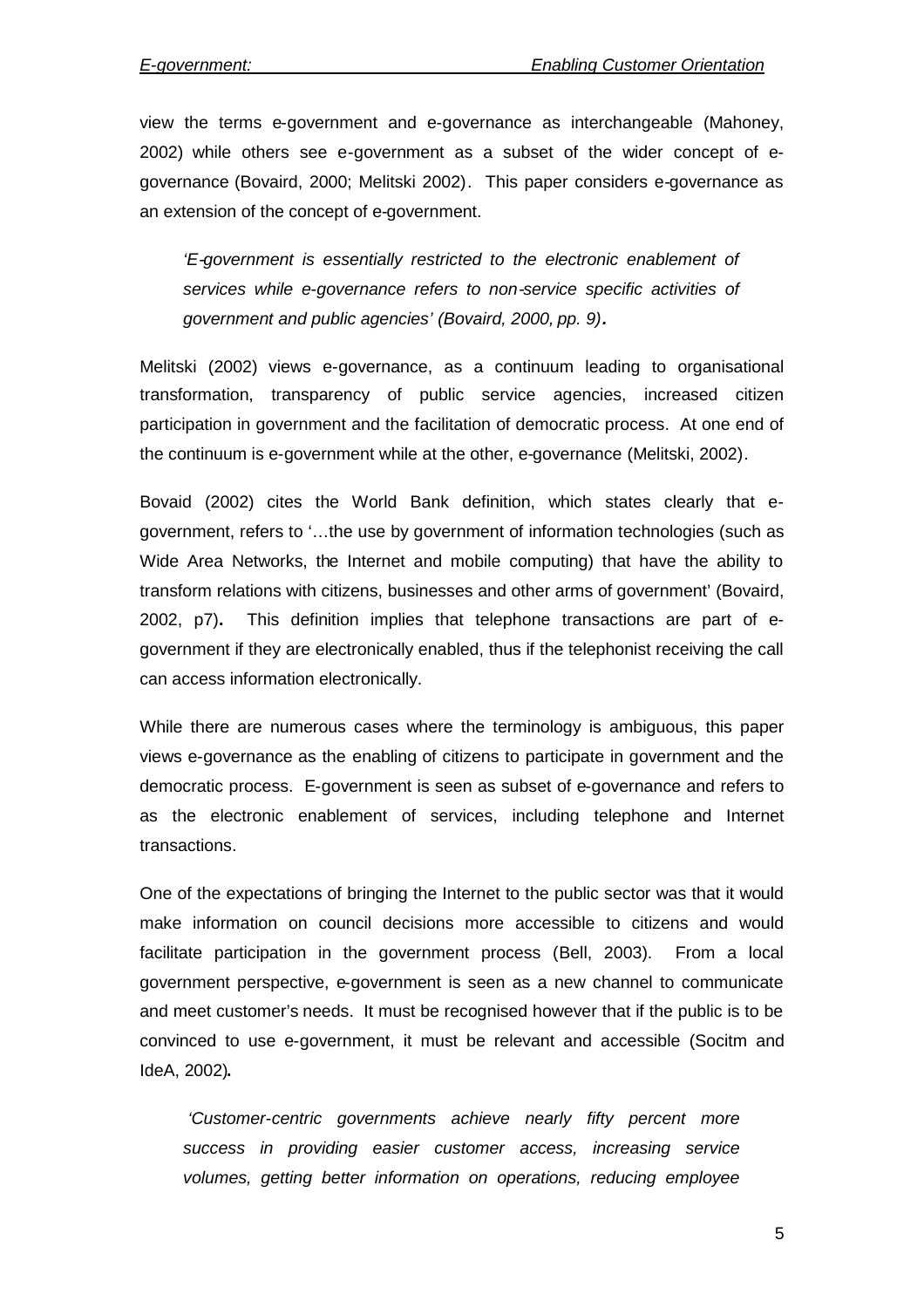view the terms e-government and e-governance as interchangeable (Mahoney, 2002) while others see e-government as a subset of the wider concept of e-governance (Bovaird, 2000; Melitski 2002). This paper considers e-governance as an extension of the concept of e-government.

> *'E-government is essentially restricted to the electronic enablement of services while e-governance refers to non-service specific activities of government and public agencies' (Bovaird, 2000, pp. 9).*

Melitski (2002) views e-governance, as a continuum leading to organisational transformation, transparency of public service agencies, increased citizen participation in government and the facilitation of democratic process. At one end of the continuum is e-government while at the other, e-governance (Melitski, 2002).

Bovaid (2002) cites the World Bank definition, which states clearly that e-government, refers to '…the use by government of information technologies (such as Wide Area Networks, the Internet and mobile computing) that have the ability to transform relations with citizens, businesses and other arms of government' (Bovaird, 2002, p7). This definition implies that telephone transactions are part of e-government if they are electronically enabled, thus if the telephonist receiving the call can access information electronically.

While there are numerous cases where the terminology is ambiguous, this paper views e-governance as the enabling of citizens to participate in government and the democratic process. E-government is seen as subset of e-governance and refers to as the electronic enablement of services, including telephone and Internet transactions.

One of the expectations of bringing the Internet to the public sector was that it would make information on council decisions more accessible to citizens and would facilitate participation in the government process (Bell, 2003). From a local government perspective, e-government is seen as a new channel to communicate and meet customer's needs. It must be recognised however that if the public is to be convinced to use e-government, it must be relevant and accessible (Socitm and IdeA, 2002).

> *'Customer-centric governments achieve nearly fifty percent more success in providing easier customer access, increasing service volumes, getting better information on operations, reducing employee*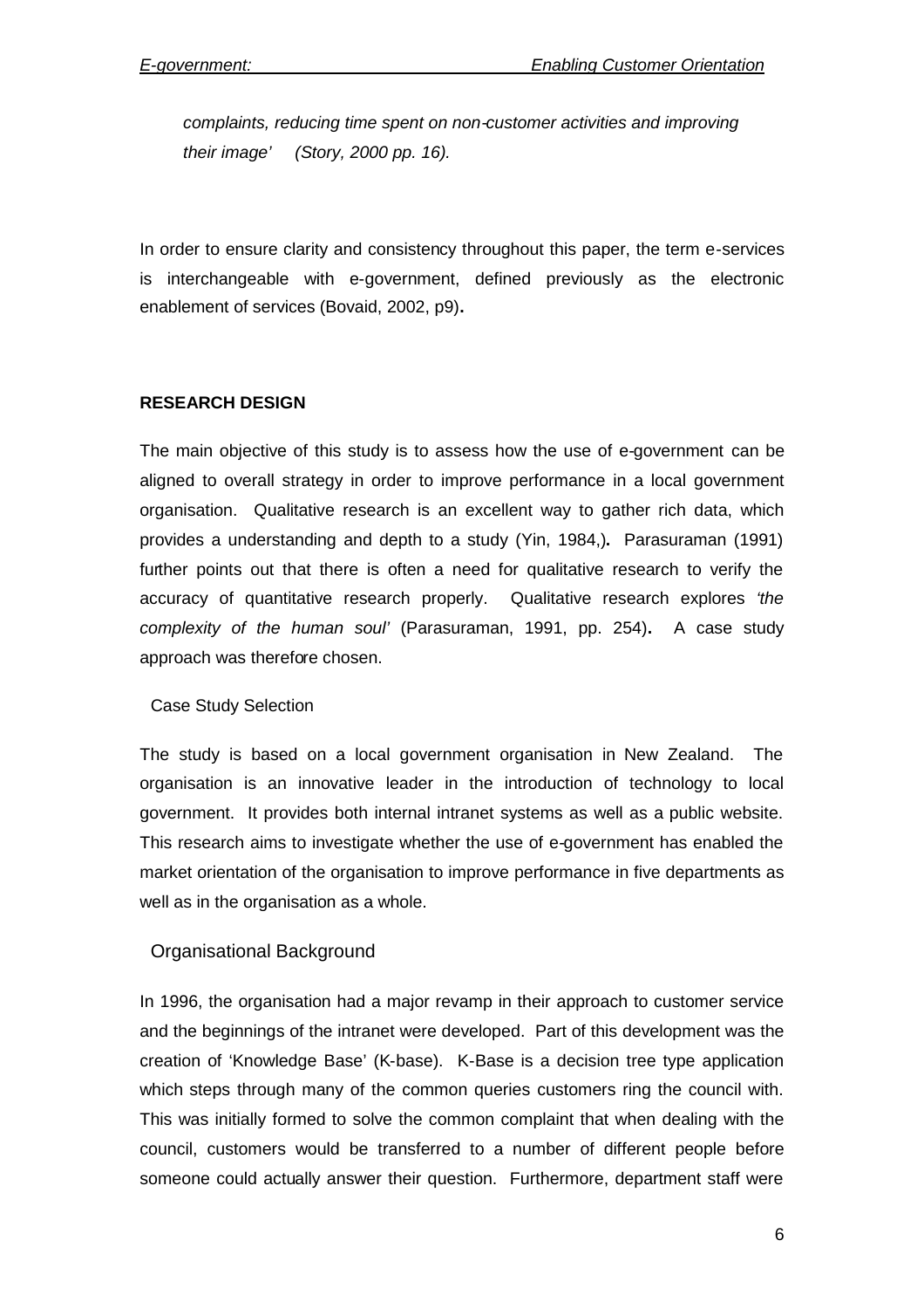*complaints, reducing time spent on non-customer activities and improving their image' (Story, 2000 pp. 16).*

In order to ensure clarity and consistency throughout this paper, the term e-services is interchangeable with e-government, defined previously as the electronic enablement of services (Bovaid, 2002, p9).

## RESEARCH DESIGN

The main objective of this study is to assess how the use of e-government can be aligned to overall strategy in order to improve performance in a local government organisation. Qualitative research is an excellent way to gather rich data, which provides a understanding and depth to a study (Yin, 1984,). Parasuraman (1991) further points out that there is often a need for qualitative research to verify the accuracy of quantitative research properly. Qualitative research explores *'the complexity of the human soul'* (Parasuraman, 1991, pp. 254). A case study approach was therefore chosen.

### Case Study Selection

The study is based on a local government organisation in New Zealand. The organisation is an innovative leader in the introduction of technology to local government. It provides both internal intranet systems as well as a public website. This research aims to investigate whether the use of e-government has enabled the market orientation of the organisation to improve performance in five departments as well as in the organisation as a whole.

### Organisational Background

In 1996, the organisation had a major revamp in their approach to customer service and the beginnings of the intranet were developed. Part of this development was the creation of 'Knowledge Base' (K-base). K-Base is a decision tree type application which steps through many of the common queries customers ring the council with. This was initially formed to solve the common complaint that when dealing with the council, customers would be transferred to a number of different people before someone could actually answer their question. Furthermore, department staff were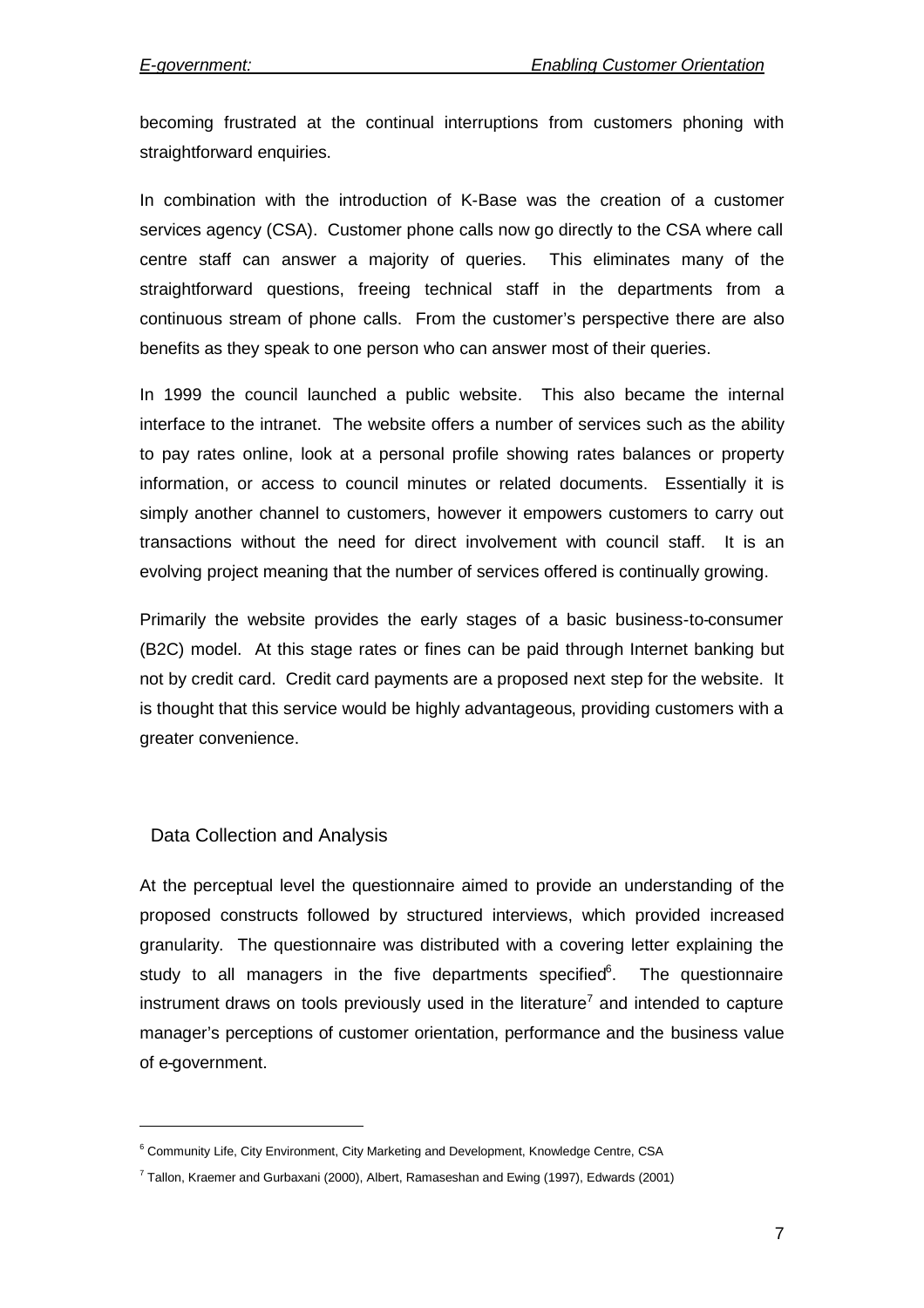becoming frustrated at the continual interruptions from customers phoning with straightforward enquiries.

In combination with the introduction of K-Base was the creation of a customer services agency (CSA). Customer phone calls now go directly to the CSA where call centre staff can answer a majority of queries. This eliminates many of the straightforward questions, freeing technical staff in the departments from a continuous stream of phone calls. From the customer's perspective there are also benefits as they speak to one person who can answer most of their queries.

In 1999 the council launched a public website. This also became the internal interface to the intranet. The website offers a number of services such as the ability to pay rates online, look at a personal profile showing rates balances or property information, or access to council minutes or related documents. Essentially it is simply another channel to customers, however it empowers customers to carry out transactions without the need for direct involvement with council staff. It is an evolving project meaning that the number of services offered is continually growing.

Primarily the website provides the early stages of a basic business-to-consumer (B2C) model. At this stage rates or fines can be paid through Internet banking but not by credit card. Credit card payments are a proposed next step for the website. It is thought that this service would be highly advantageous, providing customers with a greater convenience.

## Data Collection and Analysis

At the perceptual level the questionnaire aimed to provide an understanding of the proposed constructs followed by structured interviews, which provided increased granularity. The questionnaire was distributed with a covering letter explaining the study to all managers in the five departments specified[6]. The questionnaire instrument draws on tools previously used in the literature[7] and intended to capture manager's perceptions of customer orientation, performance and the business value of e-government.

---

[6] Community Life, City Environment, City Marketing and Development, Knowledge Centre, CSA

[7] Tallon, Kraemer and Gurbaxani (2000), Albert, Ramaseshan and Ewing (1997), Edwards (2001)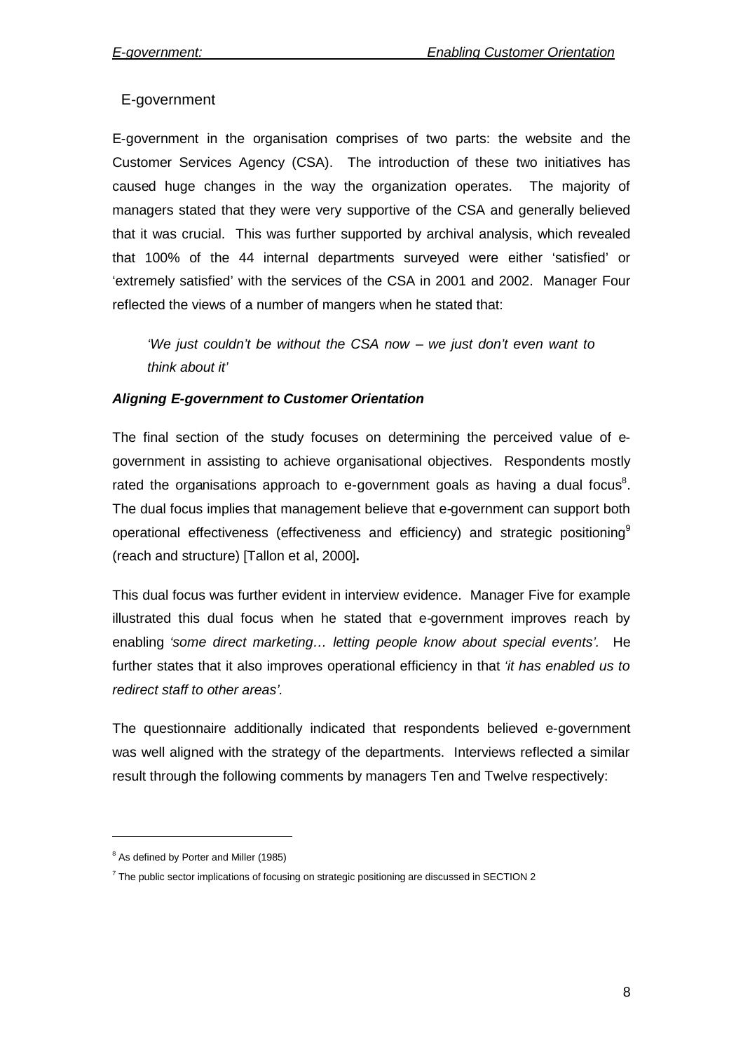## E-government

E-government in the organisation comprises of two parts: the website and the Customer Services Agency (CSA). The introduction of these two initiatives has caused huge changes in the way the organization operates. The majority of managers stated that they were very supportive of the CSA and generally believed that it was crucial. This was further supported by archival analysis, which revealed that 100% of the 44 internal departments surveyed were either 'satisfied' or 'extremely satisfied' with the services of the CSA in 2001 and 2002. Manager Four reflected the views of a number of mangers when he stated that:

> *'We just couldn't be without the CSA now – we just don't even want to think about it'*

### *Aligning E-government to Customer Orientation*

The final section of the study focuses on determining the perceived value of e-government in assisting to achieve organisational objectives. Respondents mostly rated the organisations approach to e-government goals as having a dual focus[8]. The dual focus implies that management believe that e-government can support both operational effectiveness (effectiveness and efficiency) and strategic positioning[9] (reach and structure) [Tallon et al, 2000]**.**

This dual focus was further evident in interview evidence. Manager Five for example illustrated this dual focus when he stated that e-government improves reach by enabling *'some direct marketing… letting people know about special events'.* He further states that it also improves operational efficiency in that *'it has enabled us to redirect staff to other areas'.*

The questionnaire additionally indicated that respondents believed e-government was well aligned with the strategy of the departments. Interviews reflected a similar result through the following comments by managers Ten and Twelve respectively:

---

[8] As defined by Porter and Miller (1985)

[7] The public sector implications of focusing on strategic positioning are discussed in SECTION 2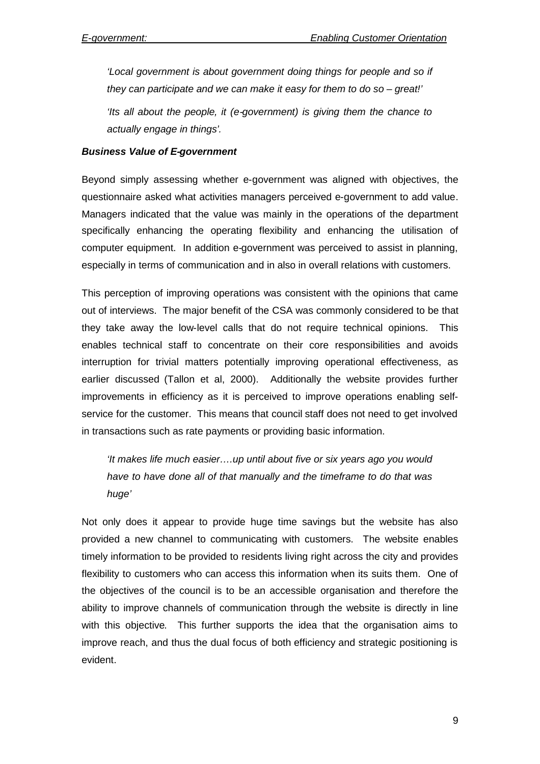*'Local government is about government doing things for people and so if they can participate and we can make it easy for them to do so – great!'*

*'Its all about the people, it (e-government) is giving them the chance to actually engage in things'.*

***Business Value of E-government***

Beyond simply assessing whether e-government was aligned with objectives, the questionnaire asked what activities managers perceived e-government to add value. Managers indicated that the value was mainly in the operations of the department specifically enhancing the operating flexibility and enhancing the utilisation of computer equipment. In addition e-government was perceived to assist in planning, especially in terms of communication and in also in overall relations with customers.

This perception of improving operations was consistent with the opinions that came out of interviews. The major benefit of the CSA was commonly considered to be that they take away the low-level calls that do not require technical opinions. This enables technical staff to concentrate on their core responsibilities and avoids interruption for trivial matters potentially improving operational effectiveness, as earlier discussed (Tallon et al, 2000). Additionally the website provides further improvements in efficiency as it is perceived to improve operations enabling self-service for the customer. This means that council staff does not need to get involved in transactions such as rate payments or providing basic information.

*'It makes life much easier….up until about five or six years ago you would have to have done all of that manually and the timeframe to do that was huge'*

Not only does it appear to provide huge time savings but the website has also provided a new channel to communicating with customers. The website enables timely information to be provided to residents living right across the city and provides flexibility to customers who can access this information when its suits them. One of the objectives of the council is to be an accessible organisation and therefore the ability to improve channels of communication through the website is directly in line with this objective. This further supports the idea that the organisation aims to improve reach, and thus the dual focus of both efficiency and strategic positioning is evident.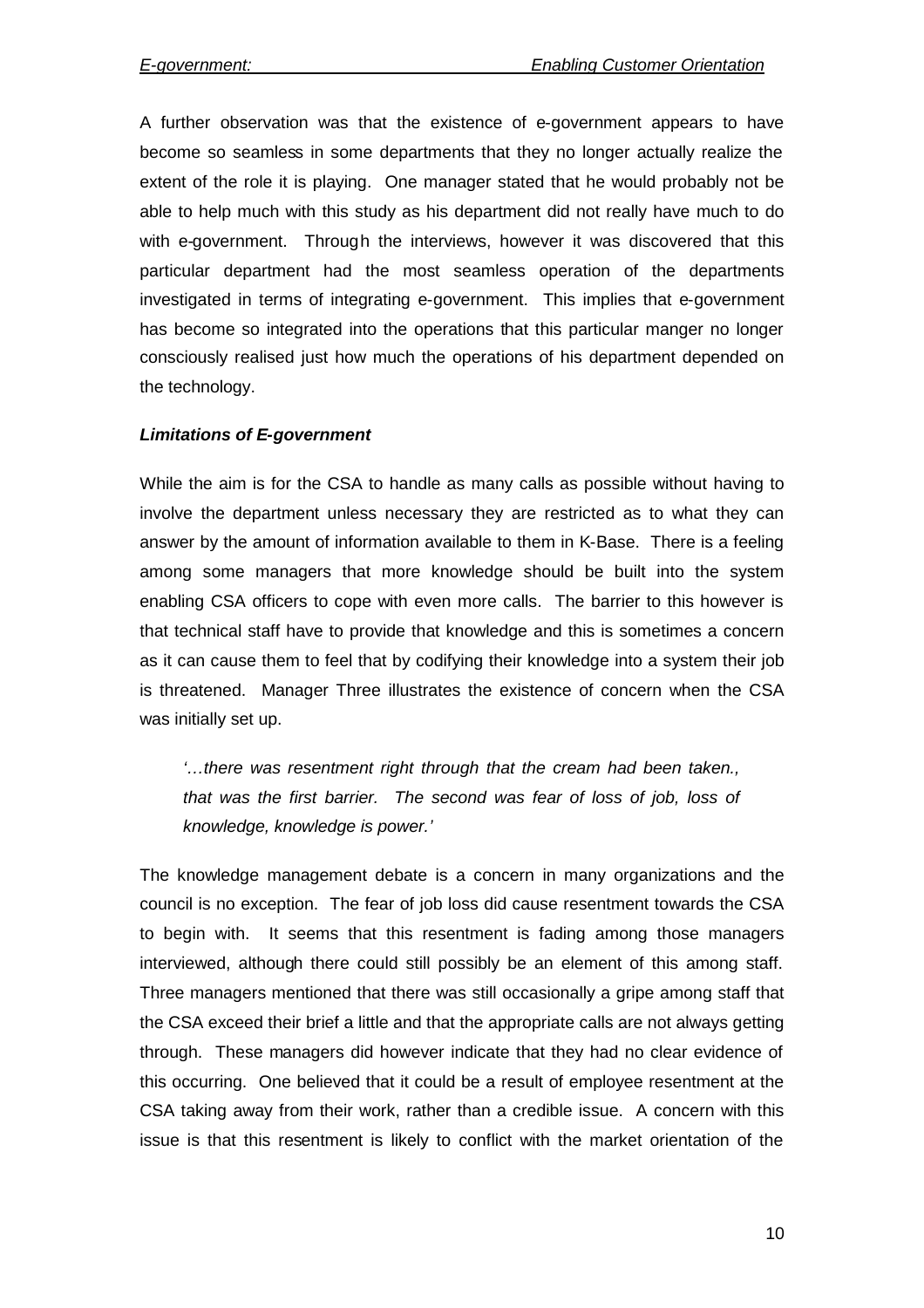A further observation was that the existence of e-government appears to have become so seamless in some departments that they no longer actually realize the extent of the role it is playing. One manager stated that he would probably not be able to help much with this study as his department did not really have much to do with e-government. Through the interviews, however it was discovered that this particular department had the most seamless operation of the departments investigated in terms of integrating e-government. This implies that e-government has become so integrated into the operations that this particular manger no longer consciously realised just how much the operations of his department depended on the technology.

***Limitations of E-government***

While the aim is for the CSA to handle as many calls as possible without having to involve the department unless necessary they are restricted as to what they can answer by the amount of information available to them in K-Base. There is a feeling among some managers that more knowledge should be built into the system enabling CSA officers to cope with even more calls. The barrier to this however is that technical staff have to provide that knowledge and this is sometimes a concern as it can cause them to feel that by codifying their knowledge into a system their job is threatened. Manager Three illustrates the existence of concern when the CSA was initially set up.

> *'…there was resentment right through that the cream had been taken., that was the first barrier. The second was fear of loss of job, loss of knowledge, knowledge is power.'*

The knowledge management debate is a concern in many organizations and the council is no exception. The fear of job loss did cause resentment towards the CSA to begin with. It seems that this resentment is fading among those managers interviewed, although there could still possibly be an element of this among staff. Three managers mentioned that there was still occasionally a gripe among staff that the CSA exceed their brief a little and that the appropriate calls are not always getting through. These managers did however indicate that they had no clear evidence of this occurring. One believed that it could be a result of employee resentment at the CSA taking away from their work, rather than a credible issue. A concern with this issue is that this resentment is likely to conflict with the market orientation of the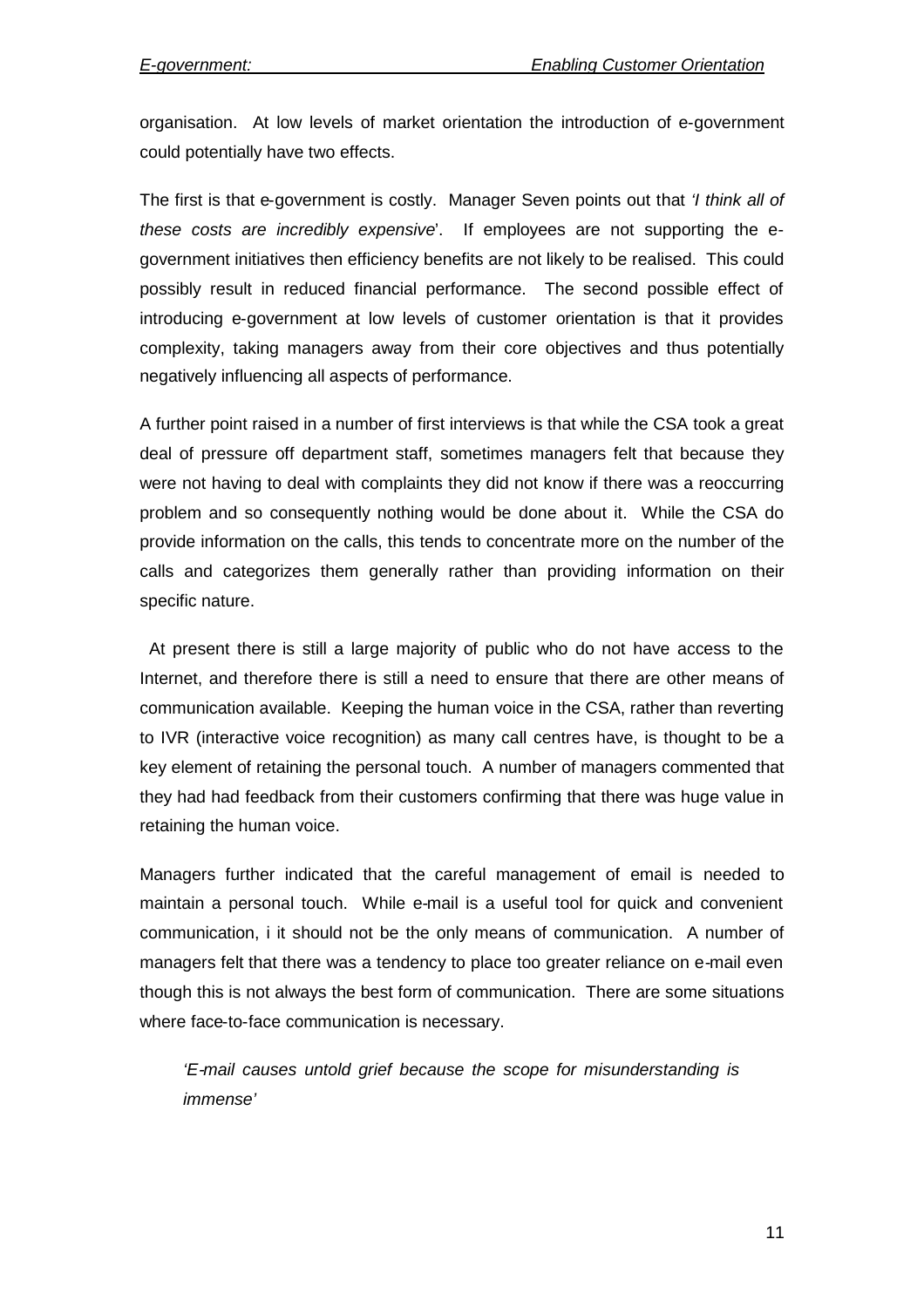organisation. At low levels of market orientation the introduction of e-government could potentially have two effects.

The first is that e-government is costly. Manager Seven points out that *'I think all of these costs are incredibly expensive*'. If employees are not supporting the e-government initiatives then efficiency benefits are not likely to be realised. This could possibly result in reduced financial performance. The second possible effect of introducing e-government at low levels of customer orientation is that it provides complexity, taking managers away from their core objectives and thus potentially negatively influencing all aspects of performance.

A further point raised in a number of first interviews is that while the CSA took a great deal of pressure off department staff, sometimes managers felt that because they were not having to deal with complaints they did not know if there was a reoccurring problem and so consequently nothing would be done about it. While the CSA do provide information on the calls, this tends to concentrate more on the number of the calls and categorizes them generally rather than providing information on their specific nature.

At present there is still a large majority of public who do not have access to the Internet, and therefore there is still a need to ensure that there are other means of communication available. Keeping the human voice in the CSA, rather than reverting to IVR (interactive voice recognition) as many call centres have, is thought to be a key element of retaining the personal touch. A number of managers commented that they had had feedback from their customers confirming that there was huge value in retaining the human voice.

Managers further indicated that the careful management of email is needed to maintain a personal touch. While e-mail is a useful tool for quick and convenient communication, i it should not be the only means of communication. A number of managers felt that there was a tendency to place too greater reliance on e-mail even though this is not always the best form of communication. There are some situations where face-to-face communication is necessary.

> *'E-mail causes untold grief because the scope for misunderstanding is immense'*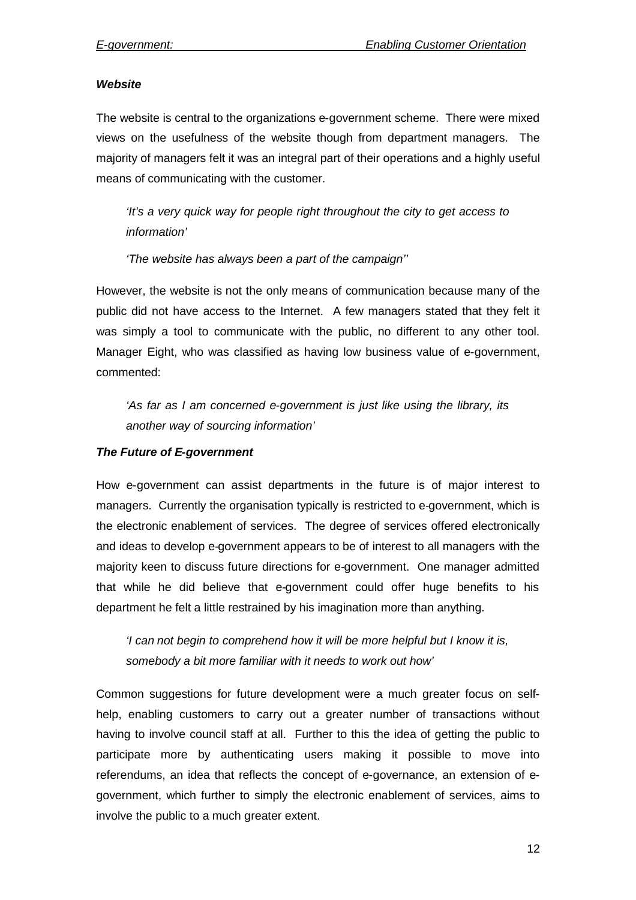### *Website*

The website is central to the organizations e-government scheme. There were mixed views on the usefulness of the website though from department managers. The majority of managers felt it was an integral part of their operations and a highly useful means of communicating with the customer.

> *'It's a very quick way for people right throughout the city to get access to information'*
>
> *'The website has always been a part of the campaign''*

However, the website is not the only means of communication because many of the public did not have access to the Internet. A few managers stated that they felt it was simply a tool to communicate with the public, no different to any other tool. Manager Eight, who was classified as having low business value of e-government, commented:

> *'As far as I am concerned e-government is just like using the library, its another way of sourcing information'*

### *The Future of E-government*

How e-government can assist departments in the future is of major interest to managers. Currently the organisation typically is restricted to e-government, which is the electronic enablement of services. The degree of services offered electronically and ideas to develop e-government appears to be of interest to all managers with the majority keen to discuss future directions for e-government. One manager admitted that while he did believe that e-government could offer huge benefits to his department he felt a little restrained by his imagination more than anything.

> *'I can not begin to comprehend how it will be more helpful but I know it is, somebody a bit more familiar with it needs to work out how'*

Common suggestions for future development were a much greater focus on self-help, enabling customers to carry out a greater number of transactions without having to involve council staff at all. Further to this the idea of getting the public to participate more by authenticating users making it possible to move into referendums, an idea that reflects the concept of e-governance, an extension of e-government, which further to simply the electronic enablement of services, aims to involve the public to a much greater extent.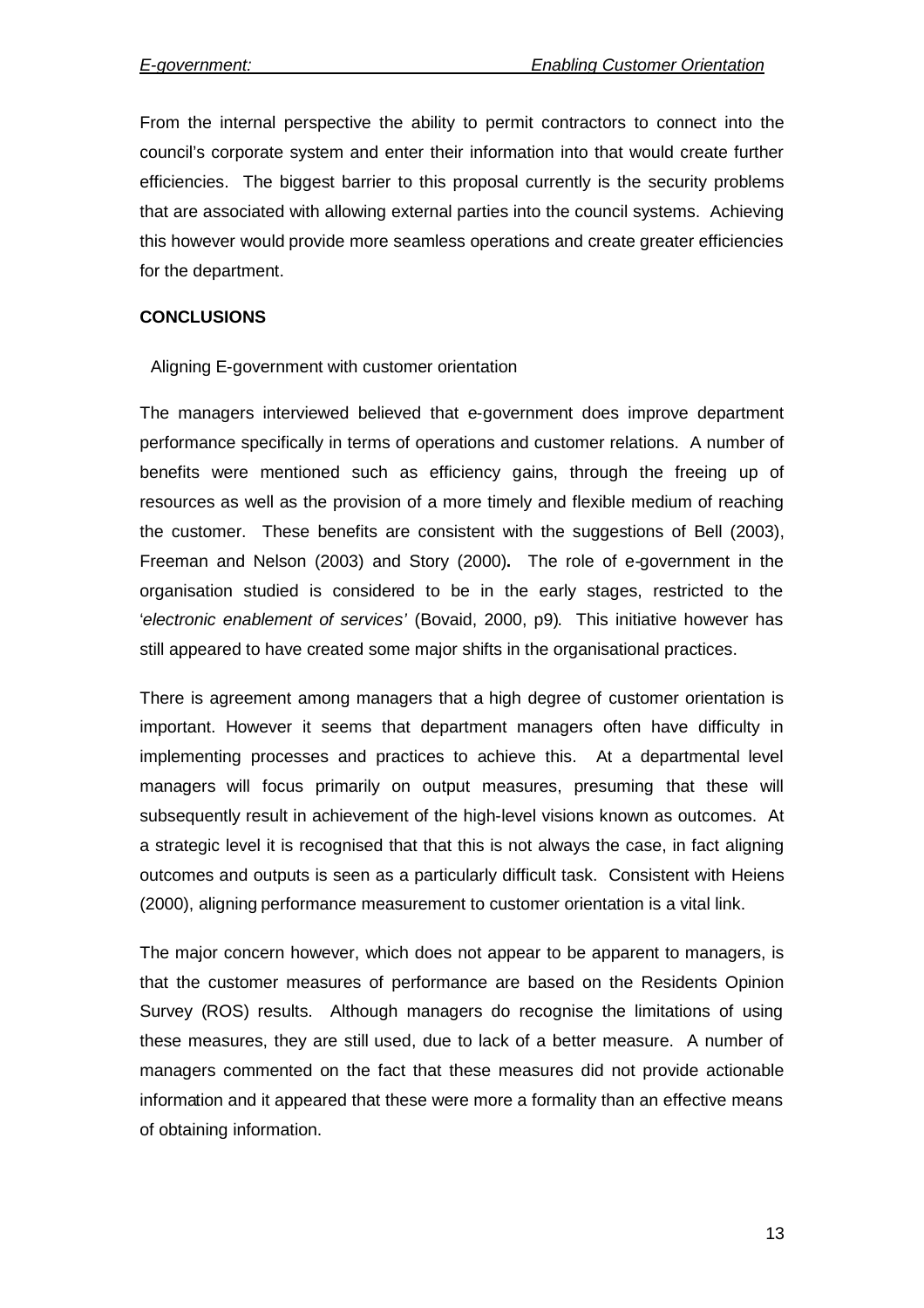From the internal perspective the ability to permit contractors to connect into the council's corporate system and enter their information into that would create further efficiencies. The biggest barrier to this proposal currently is the security problems that are associated with allowing external parties into the council systems. Achieving this however would provide more seamless operations and create greater efficiencies for the department.

## CONCLUSIONS

### Aligning E-government with customer orientation

The managers interviewed believed that e-government does improve department performance specifically in terms of operations and customer relations. A number of benefits were mentioned such as efficiency gains, through the freeing up of resources as well as the provision of a more timely and flexible medium of reaching the customer. These benefits are consistent with the suggestions of Bell (2003), Freeman and Nelson (2003) and Story (2000). The role of e-government in the organisation studied is considered to be in the early stages, restricted to the '*electronic enablement of services'* (Bovaid, 2000, p9). This initiative however has still appeared to have created some major shifts in the organisational practices.

There is agreement among managers that a high degree of customer orientation is important. However it seems that department managers often have difficulty in implementing processes and practices to achieve this. At a departmental level managers will focus primarily on output measures, presuming that these will subsequently result in achievement of the high-level visions known as outcomes. At a strategic level it is recognised that that this is not always the case, in fact aligning outcomes and outputs is seen as a particularly difficult task. Consistent with Heiens (2000), aligning performance measurement to customer orientation is a vital link.

The major concern however, which does not appear to be apparent to managers, is that the customer measures of performance are based on the Residents Opinion Survey (ROS) results. Although managers do recognise the limitations of using these measures, they are still used, due to lack of a better measure. A number of managers commented on the fact that these measures did not provide actionable information and it appeared that these were more a formality than an effective means of obtaining information.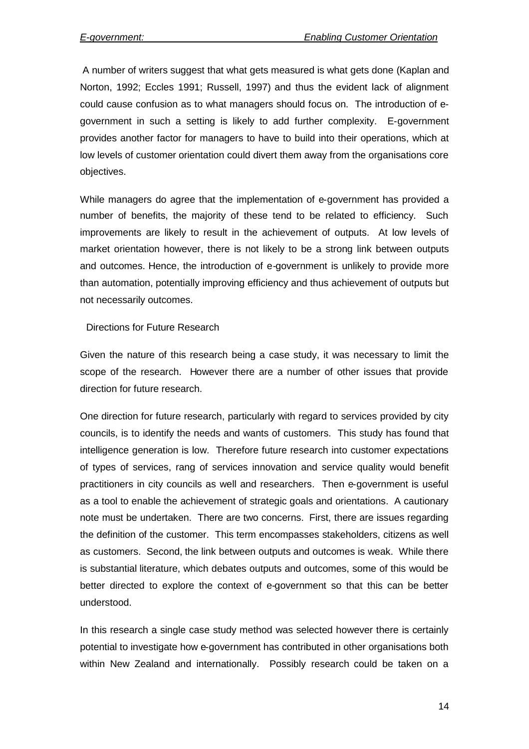A number of writers suggest that what gets measured is what gets done (Kaplan and Norton, 1992; Eccles 1991; Russell, 1997) and thus the evident lack of alignment could cause confusion as to what managers should focus on. The introduction of e-government in such a setting is likely to add further complexity. E-government provides another factor for managers to have to build into their operations, which at low levels of customer orientation could divert them away from the organisations core objectives.

While managers do agree that the implementation of e-government has provided a number of benefits, the majority of these tend to be related to efficiency. Such improvements are likely to result in the achievement of outputs. At low levels of market orientation however, there is not likely to be a strong link between outputs and outcomes. Hence, the introduction of e-government is unlikely to provide more than automation, potentially improving efficiency and thus achievement of outputs but not necessarily outcomes.

## Directions for Future Research

Given the nature of this research being a case study, it was necessary to limit the scope of the research. However there are a number of other issues that provide direction for future research.

One direction for future research, particularly with regard to services provided by city councils, is to identify the needs and wants of customers. This study has found that intelligence generation is low. Therefore future research into customer expectations of types of services, rang of services innovation and service quality would benefit practitioners in city councils as well and researchers. Then e-government is useful as a tool to enable the achievement of strategic goals and orientations. A cautionary note must be undertaken. There are two concerns. First, there are issues regarding the definition of the customer. This term encompasses stakeholders, citizens as well as customers. Second, the link between outputs and outcomes is weak. While there is substantial literature, which debates outputs and outcomes, some of this would be better directed to explore the context of e-government so that this can be better understood.

In this research a single case study method was selected however there is certainly potential to investigate how e-government has contributed in other organisations both within New Zealand and internationally. Possibly research could be taken on a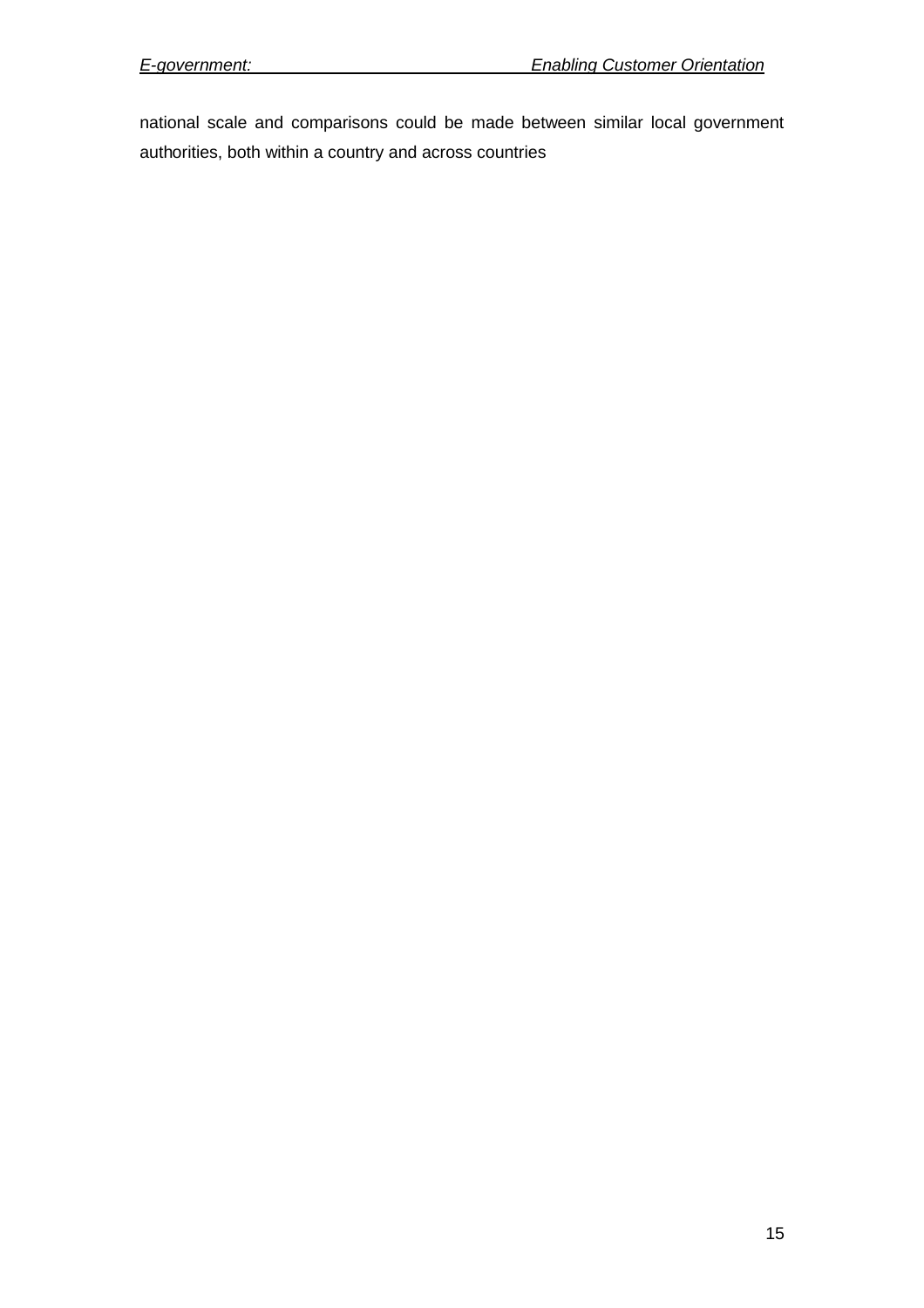national scale and comparisons could be made between similar local government authorities, both within a country and across countries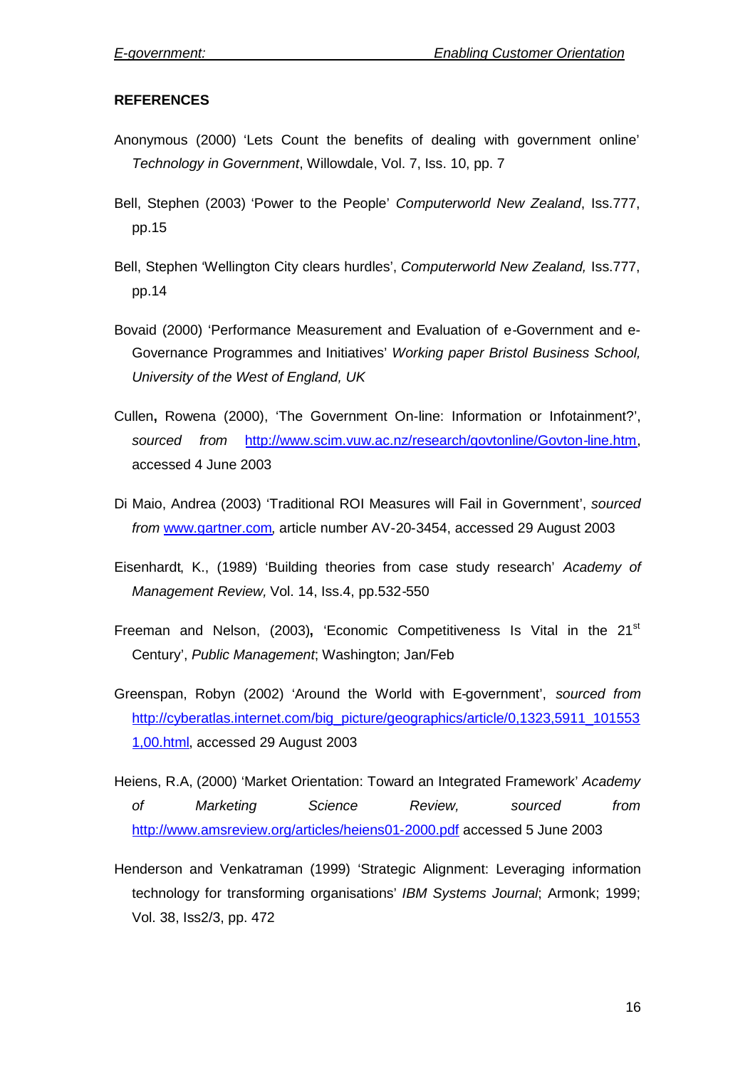## REFERENCES

Anonymous (2000) 'Lets Count the benefits of dealing with government online' *Technology in Government*, Willowdale, Vol. 7, Iss. 10, pp. 7

Bell, Stephen (2003) 'Power to the People' *Computerworld New Zealand*, Iss.777, pp.15

Bell, Stephen 'Wellington City clears hurdles', *Computerworld New Zealand,* Iss.777, pp.14

Bovaid (2000) 'Performance Measurement and Evaluation of e-Government and e-Governance Programmes and Initiatives' *Working paper Bristol Business School, University of the West of England, UK*

Cullen**,** Rowena (2000), 'The Government On-line: Information or Infotainment?', *sourced from* http://www.scim.vuw.ac.nz/research/govtonline/Govton-line.htm, accessed 4 June 2003

Di Maio, Andrea (2003) 'Traditional ROI Measures will Fail in Government', *sourced from* www.gartner.com, article number AV-20-3454, accessed 29 August 2003

Eisenhardt, K., (1989) 'Building theories from case study research' *Academy of Management Review,* Vol. 14, Iss.4, pp.532-550

Freeman and Nelson, (2003)**,** 'Economic Competitiveness Is Vital in the 21st Century', *Public Management*; Washington; Jan/Feb

Greenspan, Robyn (2002) 'Around the World with E-government', *sourced from* http://cyberatlas.internet.com/big_picture/geographics/article/0,1323,5911_1015531,00.html, accessed 29 August 2003

Heiens, R.A, (2000) 'Market Orientation: Toward an Integrated Framework' *Academy of Marketing Science Review, sourced from* http://www.amsreview.org/articles/heiens01-2000.pdf accessed 5 June 2003

Henderson and Venkatraman (1999) 'Strategic Alignment: Leveraging information technology for transforming organisations' *IBM Systems Journal*; Armonk; 1999; Vol. 38, Iss2/3, pp. 472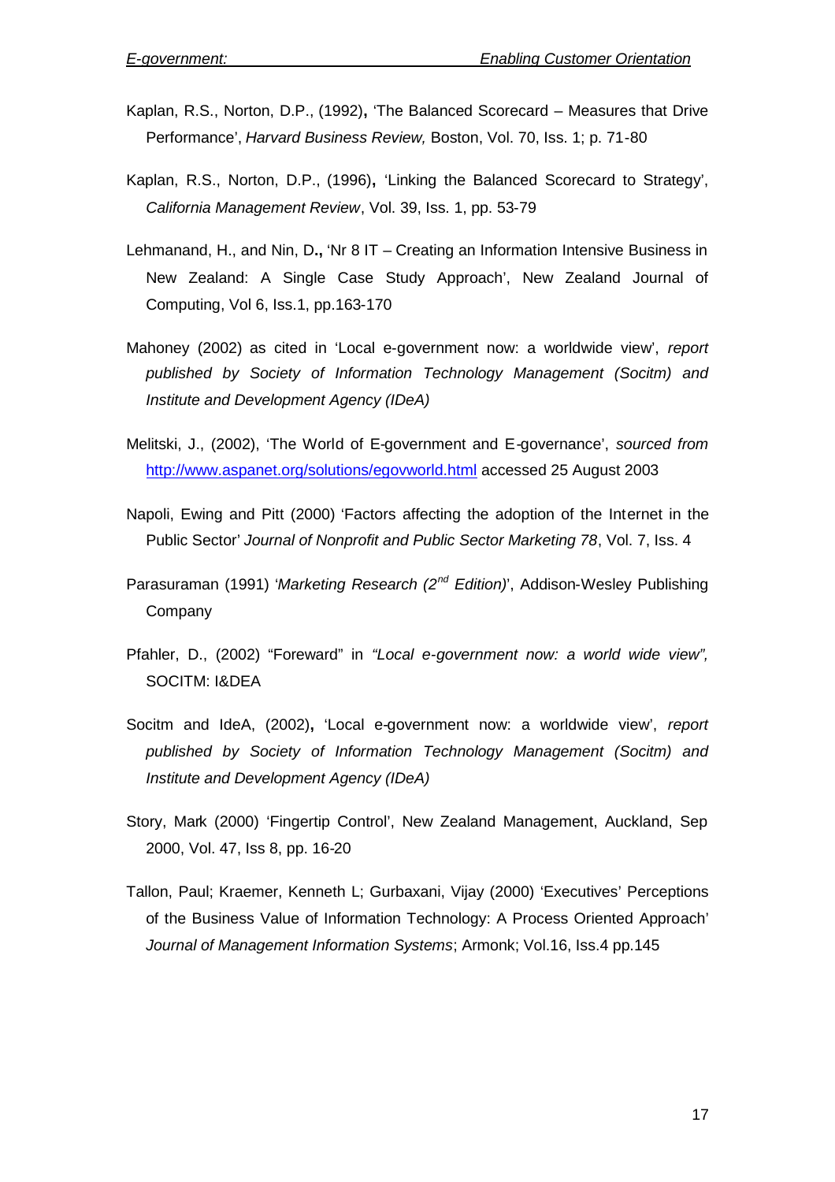Kaplan, R.S., Norton, D.P., (1992), 'The Balanced Scorecard – Measures that Drive Performance', *Harvard Business Review,* Boston, Vol. 70, Iss. 1; p. 71-80

Kaplan, R.S., Norton, D.P., (1996), 'Linking the Balanced Scorecard to Strategy', *California Management Review*, Vol. 39, Iss. 1, pp. 53-79

Lehmanand, H., and Nin, D., 'Nr 8 IT – Creating an Information Intensive Business in New Zealand: A Single Case Study Approach', New Zealand Journal of Computing, Vol 6, Iss.1, pp.163-170

Mahoney (2002) as cited in 'Local e-government now: a worldwide view', *report published by Society of Information Technology Management (Socitm) and Institute and Development Agency (IDeA)*

Melitski, J., (2002), 'The World of E-government and E-governance', *sourced from* http://www.aspanet.org/solutions/egovworld.html accessed 25 August 2003

Napoli, Ewing and Pitt (2000) 'Factors affecting the adoption of the Internet in the Public Sector' *Journal of Nonprofit and Public Sector Marketing 78*, Vol. 7, Iss. 4

Parasuraman (1991) '*Marketing Research (2nd Edition)*', Addison-Wesley Publishing Company

Pfahler, D., (2002) "Foreward" in *"Local e-government now: a world wide view",* SOCITM: I&DEA

Socitm and IdeA, (2002), 'Local e-government now: a worldwide view', *report published by Society of Information Technology Management (Socitm) and Institute and Development Agency (IDeA)*

Story, Mark (2000) 'Fingertip Control', New Zealand Management, Auckland, Sep 2000, Vol. 47, Iss 8, pp. 16-20

Tallon, Paul; Kraemer, Kenneth L; Gurbaxani, Vijay (2000) 'Executives' Perceptions of the Business Value of Information Technology: A Process Oriented Approach' *Journal of Management Information Systems*; Armonk; Vol.16, Iss.4 pp.145